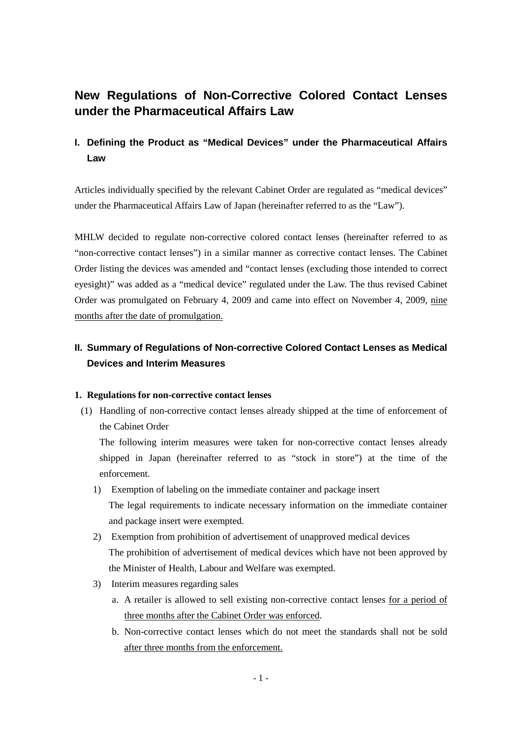# New Regulations of Non-Corrective Colored Contact Lenses under the Pharmaceutical Affairs Law

## I. Defining the Product as "Medical Devices" under the Pharmaceutical Affairs Law

Articles individually specified by the relevant Cabinet Order are regulated as "medical devices" under the Pharmaceutical Affairs Law of Japan (hereinafter referred to as the "Law").

MHLW decided to regulate non-corrective colored contact lenses (hereinafter referred to as "non-corrective contact lenses") in a similar manner as corrective contact lenses. The Cabinet Order listing the devices was amended and "contact lenses (excluding those intended to correct eyesight)" was added as a "medical device" regulated under the Law. The thus revised Cabinet Order was promulgated on February 4, 2009 and came into effect on November 4, 2009, <u>nine months after the date of promulgation.</u>

## II. Summary of Regulations of Non-corrective Colored Contact Lenses as Medical Devices and Interim Measures

### 1. Regulations for non-corrective contact lenses

(1) Handling of non-corrective contact lenses already shipped at the time of enforcement of the Cabinet Order

The following interim measures were taken for non-corrective contact lenses already shipped in Japan (hereinafter referred to as "stock in store") at the time of the enforcement.

1) Exemption of labeling on the immediate container and package insert

The legal requirements to indicate necessary information on the immediate container and package insert were exempted.

2) Exemption from prohibition of advertisement of unapproved medical devices

The prohibition of advertisement of medical devices which have not been approved by the Minister of Health, Labour and Welfare was exempted.

3) Interim measures regarding sales

a. A retailer is allowed to sell existing non-corrective contact lenses <u>for a period of three months after the Cabinet Order was enforced</u>.

b. Non-corrective contact lenses which do not meet the standards shall not be sold <u>after three months from the enforcement.</u>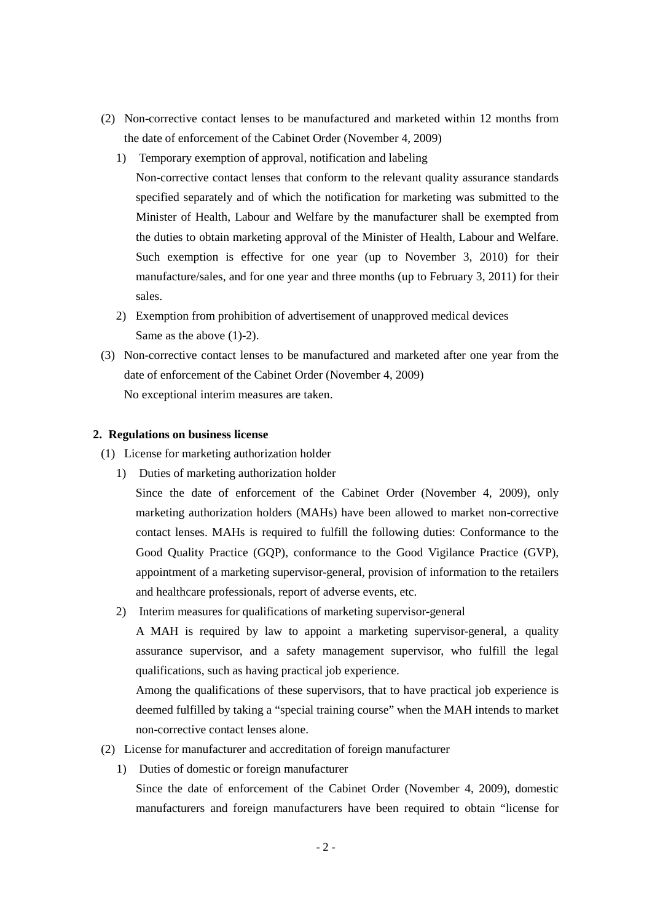(2) Non-corrective contact lenses to be manufactured and marketed within 12 months from the date of enforcement of the Cabinet Order (November 4, 2009)

1) Temporary exemption of approval, notification and labeling

Non-corrective contact lenses that conform to the relevant quality assurance standards specified separately and of which the notification for marketing was submitted to the Minister of Health, Labour and Welfare by the manufacturer shall be exempted from the duties to obtain marketing approval of the Minister of Health, Labour and Welfare. Such exemption is effective for one year (up to November 3, 2010) for their manufacture/sales, and for one year and three months (up to February 3, 2011) for their sales.

2) Exemption from prohibition of advertisement of unapproved medical devices

Same as the above (1)-2).

(3) Non-corrective contact lenses to be manufactured and marketed after one year from the date of enforcement of the Cabinet Order (November 4, 2009)

No exceptional interim measures are taken.

**2. Regulations on business license**

(1) License for marketing authorization holder

1) Duties of marketing authorization holder

Since the date of enforcement of the Cabinet Order (November 4, 2009), only marketing authorization holders (MAHs) have been allowed to market non-corrective contact lenses. MAHs is required to fulfill the following duties: Conformance to the Good Quality Practice (GQP), conformance to the Good Vigilance Practice (GVP), appointment of a marketing supervisor-general, provision of information to the retailers and healthcare professionals, report of adverse events, etc.

2) Interim measures for qualifications of marketing supervisor-general

A MAH is required by law to appoint a marketing supervisor-general, a quality assurance supervisor, and a safety management supervisor, who fulfill the legal qualifications, such as having practical job experience.

Among the qualifications of these supervisors, that to have practical job experience is deemed fulfilled by taking a "special training course" when the MAH intends to market non-corrective contact lenses alone.

(2) License for manufacturer and accreditation of foreign manufacturer

1) Duties of domestic or foreign manufacturer

Since the date of enforcement of the Cabinet Order (November 4, 2009), domestic manufacturers and foreign manufacturers have been required to obtain "license for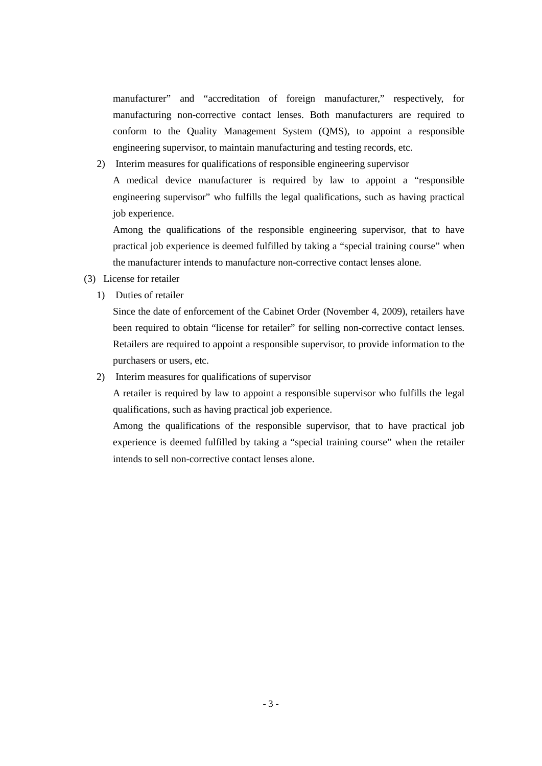manufacturer" and "accreditation of foreign manufacturer," respectively, for manufacturing non-corrective contact lenses. Both manufacturers are required to conform to the Quality Management System (QMS), to appoint a responsible engineering supervisor, to maintain manufacturing and testing records, etc.

2) Interim measures for qualifications of responsible engineering supervisor

A medical device manufacturer is required by law to appoint a "responsible engineering supervisor" who fulfills the legal qualifications, such as having practical job experience.

Among the qualifications of the responsible engineering supervisor, that to have practical job experience is deemed fulfilled by taking a "special training course" when the manufacturer intends to manufacture non-corrective contact lenses alone.

(3) License for retailer

1) Duties of retailer

Since the date of enforcement of the Cabinet Order (November 4, 2009), retailers have been required to obtain "license for retailer" for selling non-corrective contact lenses. Retailers are required to appoint a responsible supervisor, to provide information to the purchasers or users, etc.

2) Interim measures for qualifications of supervisor

A retailer is required by law to appoint a responsible supervisor who fulfills the legal qualifications, such as having practical job experience.

Among the qualifications of the responsible supervisor, that to have practical job experience is deemed fulfilled by taking a "special training course" when the retailer intends to sell non-corrective contact lenses alone.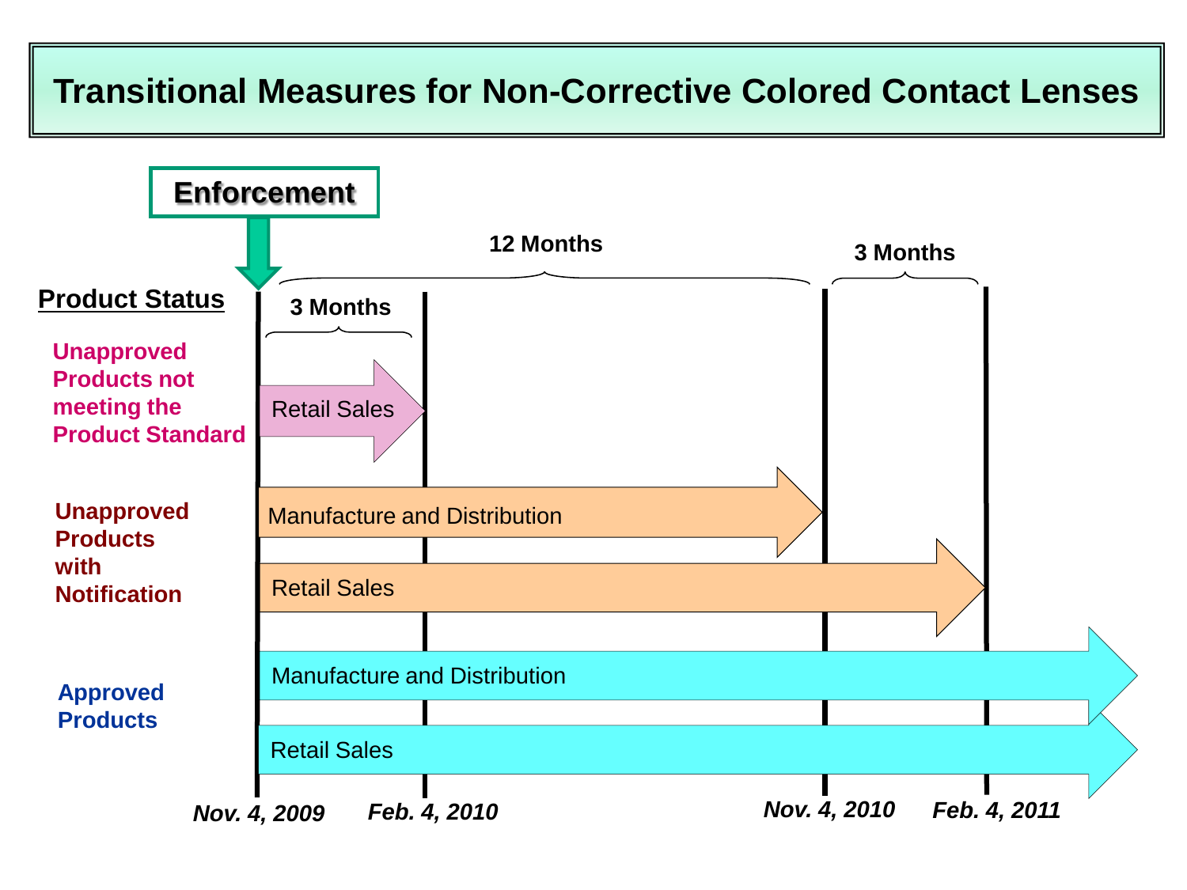# Transitional Measures for Non-Corrective Colored Contact Lenses

Enforcement

12 Months

3 Months

**Product Status**

3 Months

**Unapproved Products not meeting the Product Standard**

Retail Sales

**Unapproved Products with Notification**

Manufacture and Distribution

Retail Sales

**Approved Products**

Manufacture and Distribution

Retail Sales

*Nov. 4, 2009* *Feb. 4, 2010* *Nov. 4, 2010* *Feb. 4, 2011*